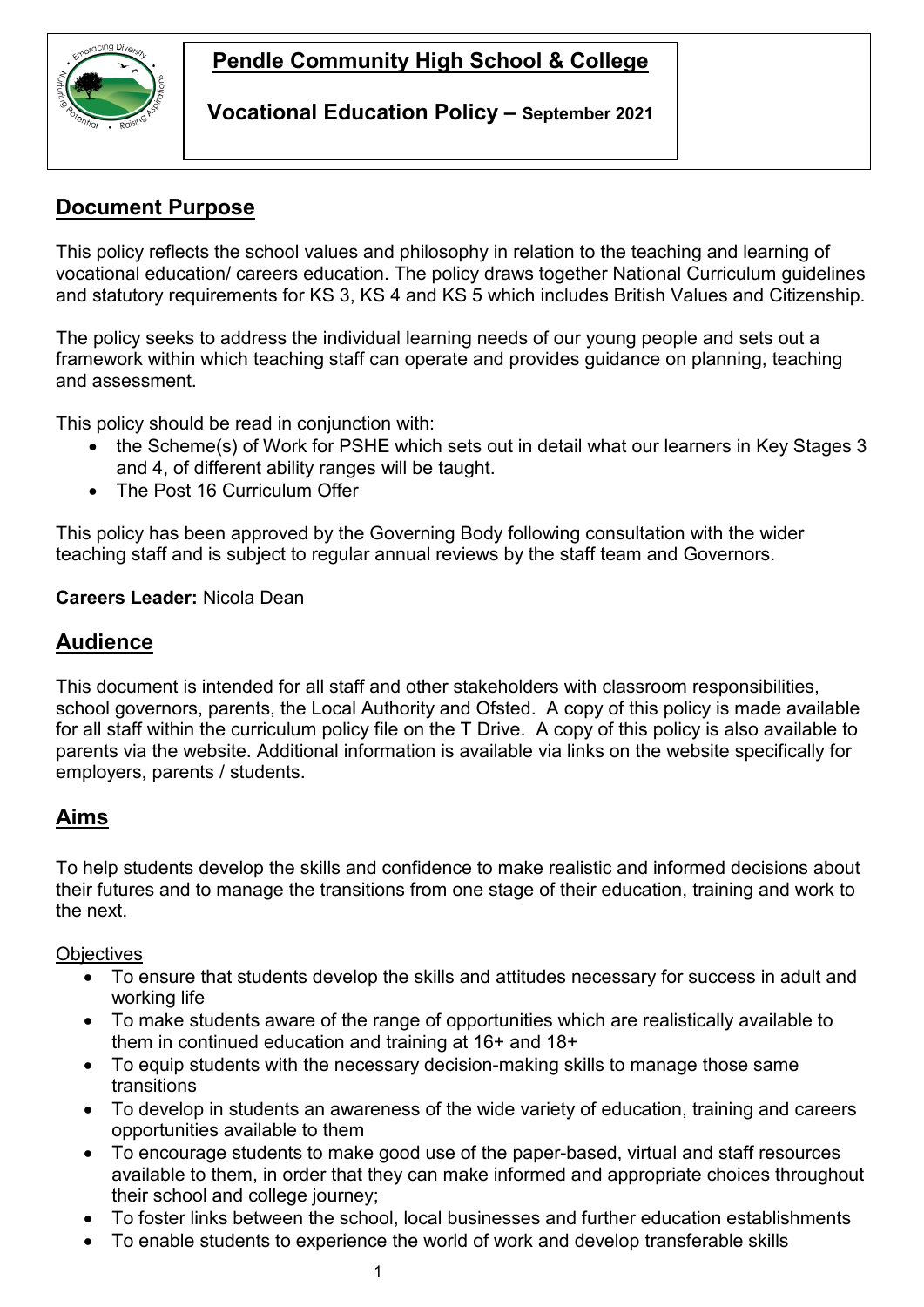# Pendle Community High School & College

**Vocational Education Policy – September 2021**

## Document Purpose

This policy reflects the school values and philosophy in relation to the teaching and learning of vocational education/ careers education. The policy draws together National Curriculum guidelines and statutory requirements for KS 3, KS 4 and KS 5 which includes British Values and Citizenship.

The policy seeks to address the individual learning needs of our young people and sets out a framework within which teaching staff can operate and provides guidance on planning, teaching and assessment.

This policy should be read in conjunction with:

- the Scheme(s) of Work for PSHE which sets out in detail what our learners in Key Stages 3 and 4, of different ability ranges will be taught.
- The Post 16 Curriculum Offer

This policy has been approved by the Governing Body following consultation with the wider teaching staff and is subject to regular annual reviews by the staff team and Governors.

**Careers Leader:** Nicola Dean

## Audience

This document is intended for all staff and other stakeholders with classroom responsibilities, school governors, parents, the Local Authority and Ofsted. A copy of this policy is made available for all staff within the curriculum policy file on the T Drive. A copy of this policy is also available to parents via the website. Additional information is available via links on the website specifically for employers, parents / students.

## Aims

To help students develop the skills and confidence to make realistic and informed decisions about their futures and to manage the transitions from one stage of their education, training and work to the next.

Objectives

- To ensure that students develop the skills and attitudes necessary for success in adult and working life
- To make students aware of the range of opportunities which are realistically available to them in continued education and training at 16+ and 18+
- To equip students with the necessary decision-making skills to manage those same transitions
- To develop in students an awareness of the wide variety of education, training and careers opportunities available to them
- To encourage students to make good use of the paper-based, virtual and staff resources available to them, in order that they can make informed and appropriate choices throughout their school and college journey;
- To foster links between the school, local businesses and further education establishments
- To enable students to experience the world of work and develop transferable skills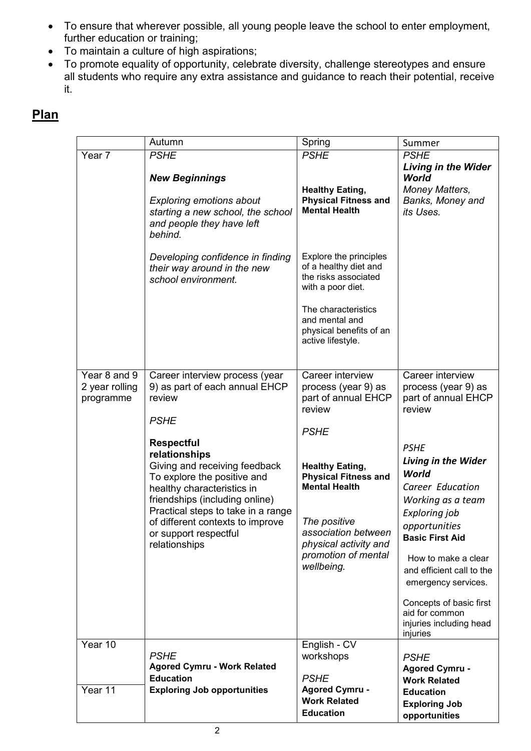- To ensure that wherever possible, all young people leave the school to enter employment, further education or training;
- To maintain a culture of high aspirations;
- To promote equality of opportunity, celebrate diversity, challenge stereotypes and ensure all students who require any extra assistance and guidance to reach their potential, receive it.

## Plan

| | Autumn | Spring | Summer |
|---|---|---|---|
| Year 7 | *PSHE*<br><br>***New Beginnings***<br><br>*Exploring emotions about starting a new school, the school and people they have left behind.*<br><br>*Developing confidence in finding their way around in the new school environment.* | *PSHE*<br><br>**Healthy Eating, Physical Fitness and Mental Health**<br><br>Explore the principles of a healthy diet and the risks associated with a poor diet.<br><br>The characteristics and mental and physical benefits of an active lifestyle. | *PSHE*<br>***Living in the Wider World***<br>*Money Matters, Banks, Money and its Uses.* |
| Year 8 and 9 2 year rolling programme | Career interview process (year 9) as part of each annual EHCP review<br><br>*PSHE*<br><br>**Respectful relationships**<br>Giving and receiving feedback<br>To explore the positive and healthy characteristics in friendships (including online)<br>Practical steps to take in a range of different contexts to improve or support respectful relationships | Career interview process (year 9) as part of annual EHCP review<br><br>*PSHE*<br><br>**Healthy Eating, Physical Fitness and Mental Health**<br><br>*The positive association between physical activity and promotion of mental wellbeing.* | Career interview process (year 9) as part of annual EHCP review<br><br>*PSHE*<br>***Living in the Wider World***<br>*Career Education*<br>*Working as a team*<br>*Exploring job opportunities*<br>**Basic First Aid**<br><br>How to make a clear and efficient call to the emergency services.<br><br>Concepts of basic first aid for common injuries including head injuries |
| Year 10 | *PSHE*<br>**Agored Cymru - Work Related Education**<br>**Exploring Job opportunities** | English - CV workshops<br><br>*PSHE*<br>**Agored Cymru - Work Related Education** | *PSHE*<br>**Agored Cymru - Work Related Education**<br>**Exploring Job opportunities** |
| Year 11 | | | |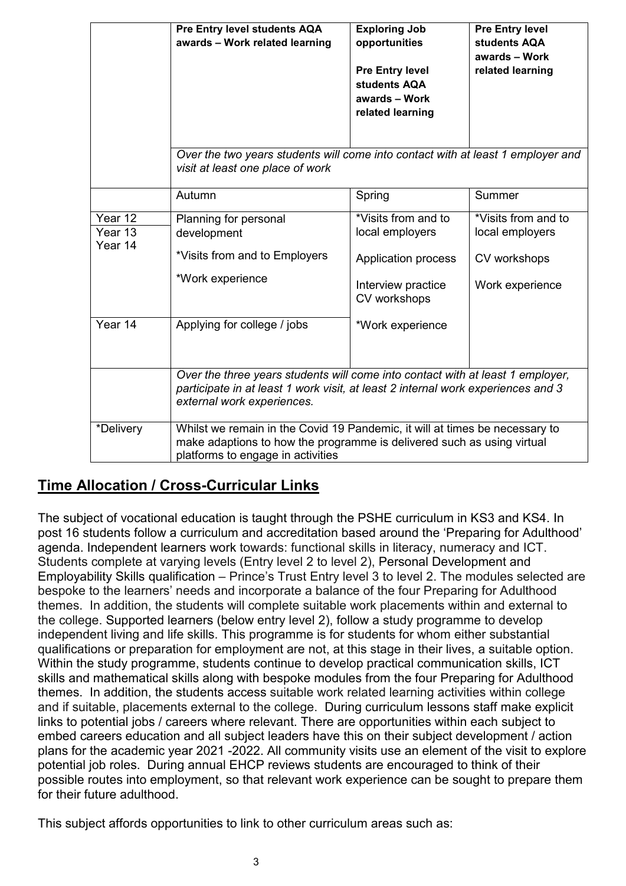| | Pre Entry level students AQA awards – Work related learning | Exploring Job opportunities<br><br>Pre Entry level students AQA awards – Work related learning | Pre Entry level students AQA awards – Work related learning |
|---|---|---|---|
| | *Over the two years students will come into contact with at least 1 employer and visit at least one place of work* | | |
| | Autumn | Spring | Summer |
| Year 12<br>Year 13<br>Year 14 | Planning for personal development<br><br>*Visits from and to Employers<br><br>*Work experience | *Visits from and to local employers<br><br>Application process<br><br>Interview practice<br>CV workshops | *Visits from and to local employers<br><br>CV workshops<br><br>Work experience |
| Year 14 | Applying for college / jobs | *Work experience | |
| | *Over the three years students will come into contact with at least 1 employer, participate in at least 1 work visit, at least 2 internal work experiences and 3 external work experiences.* | | |
| *Delivery | Whilst we remain in the Covid 19 Pandemic, it will at times be necessary to make adaptions to how the programme is delivered such as using virtual platforms to engage in activities | | |

## Time Allocation / Cross-Curricular Links

The subject of vocational education is taught through the PSHE curriculum in KS3 and KS4. In post 16 students follow a curriculum and accreditation based around the 'Preparing for Adulthood' agenda. Independent learners work towards: functional skills in literacy, numeracy and ICT. Students complete at varying levels (Entry level 2 to level 2), Personal Development and Employability Skills qualification – Prince's Trust Entry level 3 to level 2. The modules selected are bespoke to the learners' needs and incorporate a balance of the four Preparing for Adulthood themes. In addition, the students will complete suitable work placements within and external to the college. Supported learners (below entry level 2), follow a study programme to develop independent living and life skills. This programme is for students for whom either substantial qualifications or preparation for employment are not, at this stage in their lives, a suitable option. Within the study programme, students continue to develop practical communication skills, ICT skills and mathematical skills along with bespoke modules from the four Preparing for Adulthood themes. In addition, the students access suitable work related learning activities within college and if suitable, placements external to the college. During curriculum lessons staff make explicit links to potential jobs / careers where relevant. There are opportunities within each subject to embed careers education and all subject leaders have this on their subject development / action plans for the academic year 2021 -2022. All community visits use an element of the visit to explore potential job roles. During annual EHCP reviews students are encouraged to think of their possible routes into employment, so that relevant work experience can be sought to prepare them for their future adulthood.

This subject affords opportunities to link to other curriculum areas such as: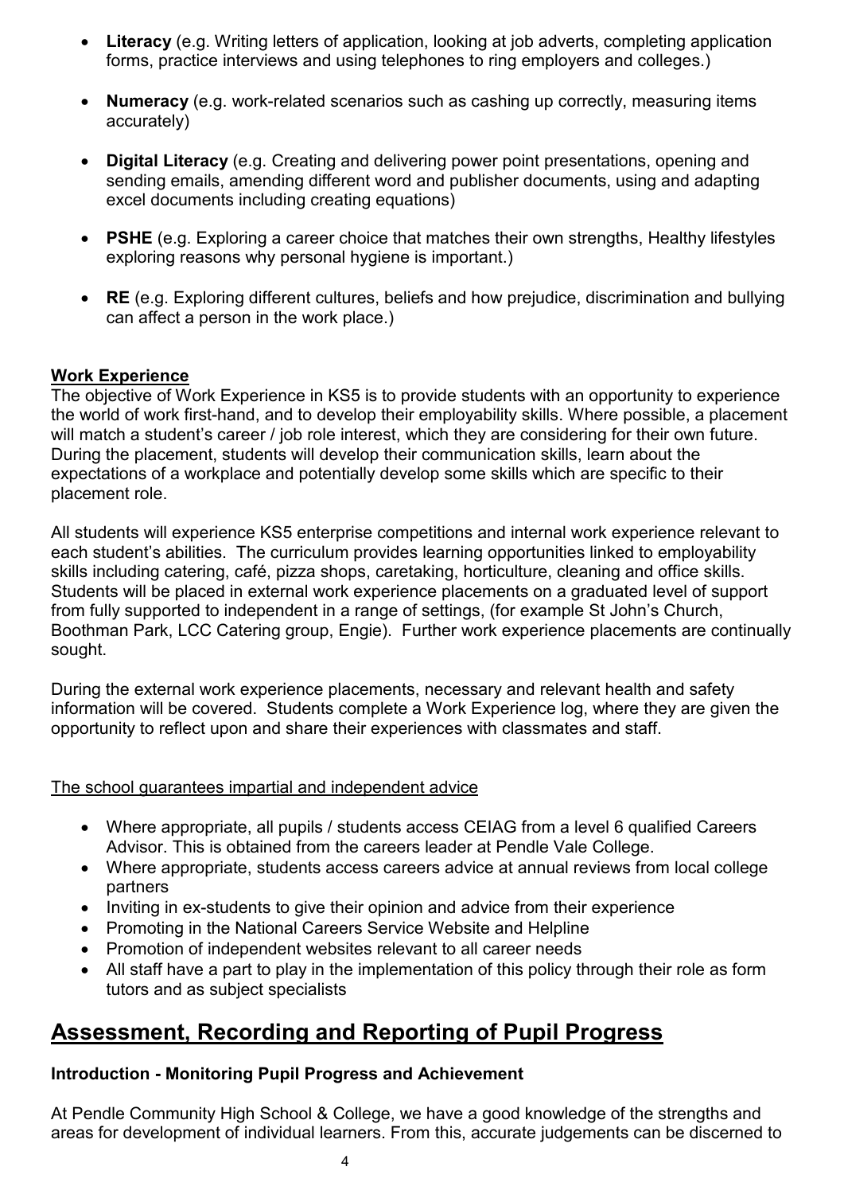- **Literacy** (e.g. Writing letters of application, looking at job adverts, completing application forms, practice interviews and using telephones to ring employers and colleges.)

- **Numeracy** (e.g. work-related scenarios such as cashing up correctly, measuring items accurately)

- **Digital Literacy** (e.g. Creating and delivering power point presentations, opening and sending emails, amending different word and publisher documents, using and adapting excel documents including creating equations)

- **PSHE** (e.g. Exploring a career choice that matches their own strengths, Healthy lifestyles exploring reasons why personal hygiene is important.)

- **RE** (e.g. Exploring different cultures, beliefs and how prejudice, discrimination and bullying can affect a person in the work place.)

**Work Experience**

The objective of Work Experience in KS5 is to provide students with an opportunity to experience the world of work first-hand, and to develop their employability skills. Where possible, a placement will match a student's career / job role interest, which they are considering for their own future. During the placement, students will develop their communication skills, learn about the expectations of a workplace and potentially develop some skills which are specific to their placement role.

All students will experience KS5 enterprise competitions and internal work experience relevant to each student's abilities. The curriculum provides learning opportunities linked to employability skills including catering, café, pizza shops, caretaking, horticulture, cleaning and office skills. Students will be placed in external work experience placements on a graduated level of support from fully supported to independent in a range of settings, (for example St John's Church, Boothman Park, LCC Catering group, Engie). Further work experience placements are continually sought.

During the external work experience placements, necessary and relevant health and safety information will be covered. Students complete a Work Experience log, where they are given the opportunity to reflect upon and share their experiences with classmates and staff.

The school guarantees impartial and independent advice

- Where appropriate, all pupils / students access CEIAG from a level 6 qualified Careers Advisor. This is obtained from the careers leader at Pendle Vale College.
- Where appropriate, students access careers advice at annual reviews from local college partners
- Inviting in ex-students to give their opinion and advice from their experience
- Promoting in the National Careers Service Website and Helpline
- Promotion of independent websites relevant to all career needs
- All staff have a part to play in the implementation of this policy through their role as form tutors and as subject specialists

## Assessment, Recording and Reporting of Pupil Progress

**Introduction - Monitoring Pupil Progress and Achievement**

At Pendle Community High School & College, we have a good knowledge of the strengths and areas for development of individual learners. From this, accurate judgements can be discerned to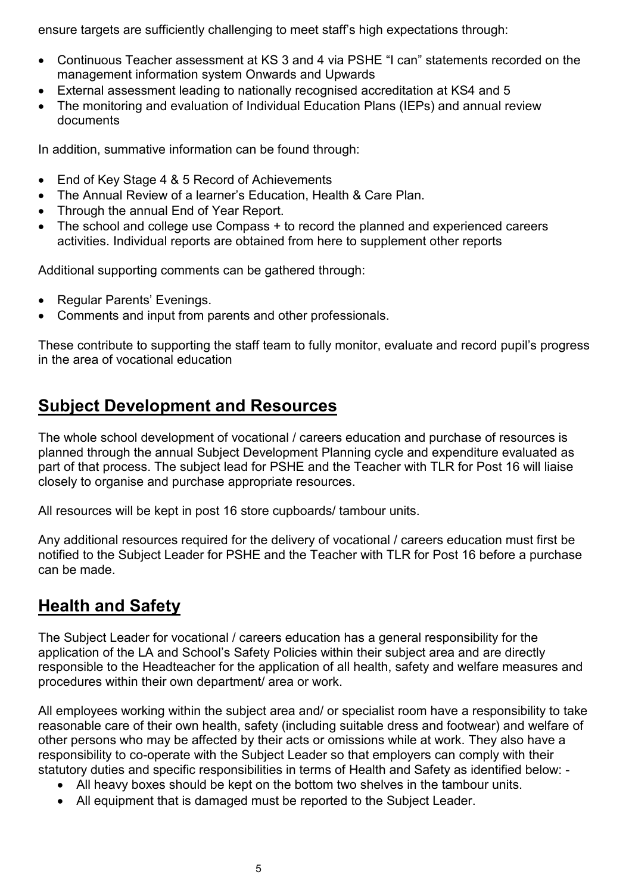ensure targets are sufficiently challenging to meet staff's high expectations through:

- Continuous Teacher assessment at KS 3 and 4 via PSHE "I can" statements recorded on the management information system Onwards and Upwards
- External assessment leading to nationally recognised accreditation at KS4 and 5
- The monitoring and evaluation of Individual Education Plans (IEPs) and annual review documents

In addition, summative information can be found through:

- End of Key Stage 4 & 5 Record of Achievements
- The Annual Review of a learner's Education, Health & Care Plan.
- Through the annual End of Year Report.
- The school and college use Compass + to record the planned and experienced careers activities. Individual reports are obtained from here to supplement other reports

Additional supporting comments can be gathered through:

- Regular Parents' Evenings.
- Comments and input from parents and other professionals.

These contribute to supporting the staff team to fully monitor, evaluate and record pupil's progress in the area of vocational education

## Subject Development and Resources

The whole school development of vocational / careers education and purchase of resources is planned through the annual Subject Development Planning cycle and expenditure evaluated as part of that process. The subject lead for PSHE and the Teacher with TLR for Post 16 will liaise closely to organise and purchase appropriate resources.

All resources will be kept in post 16 store cupboards/ tambour units.

Any additional resources required for the delivery of vocational / careers education must first be notified to the Subject Leader for PSHE and the Teacher with TLR for Post 16 before a purchase can be made.

## Health and Safety

The Subject Leader for vocational / careers education has a general responsibility for the application of the LA and School's Safety Policies within their subject area and are directly responsible to the Headteacher for the application of all health, safety and welfare measures and procedures within their own department/ area or work.

All employees working within the subject area and/ or specialist room have a responsibility to take reasonable care of their own health, safety (including suitable dress and footwear) and welfare of other persons who may be affected by their acts or omissions while at work. They also have a responsibility to co-operate with the Subject Leader so that employers can comply with their statutory duties and specific responsibilities in terms of Health and Safety as identified below: -

- All heavy boxes should be kept on the bottom two shelves in the tambour units.
- All equipment that is damaged must be reported to the Subject Leader.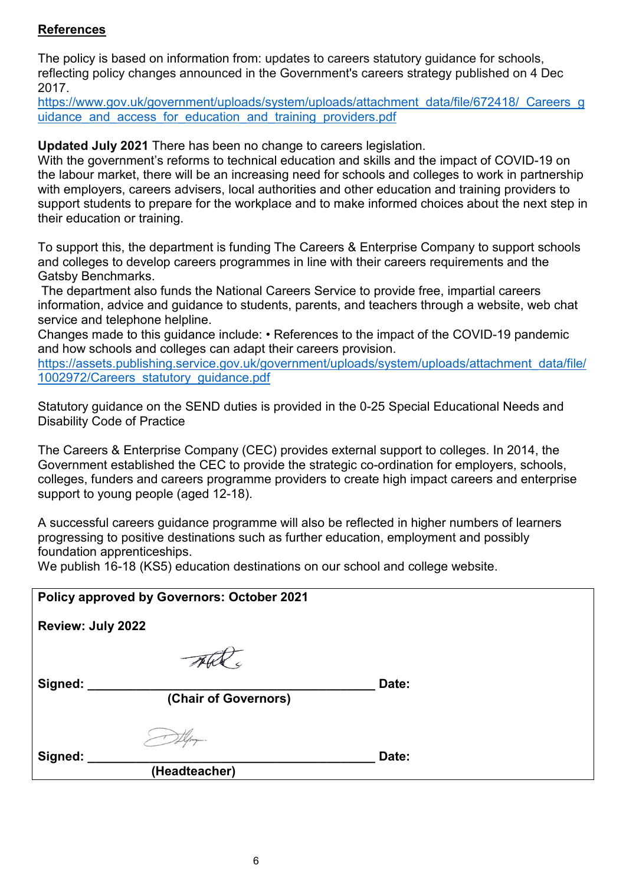## References

The policy is based on information from: updates to careers statutory guidance for schools, reflecting policy changes announced in the Government's careers strategy published on 4 Dec 2017.
https://www.gov.uk/government/uploads/system/uploads/attachment_data/file/672418/_Careers_guidance_and_access_for_education_and_training_providers.pdf

**Updated July 2021** There has been no change to careers legislation.
With the government's reforms to technical education and skills and the impact of COVID-19 on the labour market, there will be an increasing need for schools and colleges to work in partnership with employers, careers advisers, local authorities and other education and training providers to support students to prepare for the workplace and to make informed choices about the next step in their education or training.

To support this, the department is funding The Careers & Enterprise Company to support schools and colleges to develop careers programmes in line with their careers requirements and the Gatsby Benchmarks.
The department also funds the National Careers Service to provide free, impartial careers information, advice and guidance to students, parents, and teachers through a website, web chat service and telephone helpline.
Changes made to this guidance include: • References to the impact of the COVID-19 pandemic and how schools and colleges can adapt their careers provision.
https://assets.publishing.service.gov.uk/government/uploads/system/uploads/attachment_data/file/1002972/Careers_statutory_guidance.pdf

Statutory guidance on the SEND duties is provided in the 0-25 Special Educational Needs and Disability Code of Practice

The Careers & Enterprise Company (CEC) provides external support to colleges. In 2014, the Government established the CEC to provide the strategic co-ordination for employers, schools, colleges, funders and careers programme providers to create high impact careers and enterprise support to young people (aged 12-18).

A successful careers guidance programme will also be reflected in higher numbers of learners progressing to positive destinations such as further education, employment and possibly foundation apprenticeships.
We publish 16-18 (KS5) education destinations on our school and college website.

**Policy approved by Governors: October 2021**

**Review: July 2022**

**Signed:** ________________________ **Date:**
**(Chair of Governors)**

**Signed:** ________________________ **Date:**
**(Headteacher)**